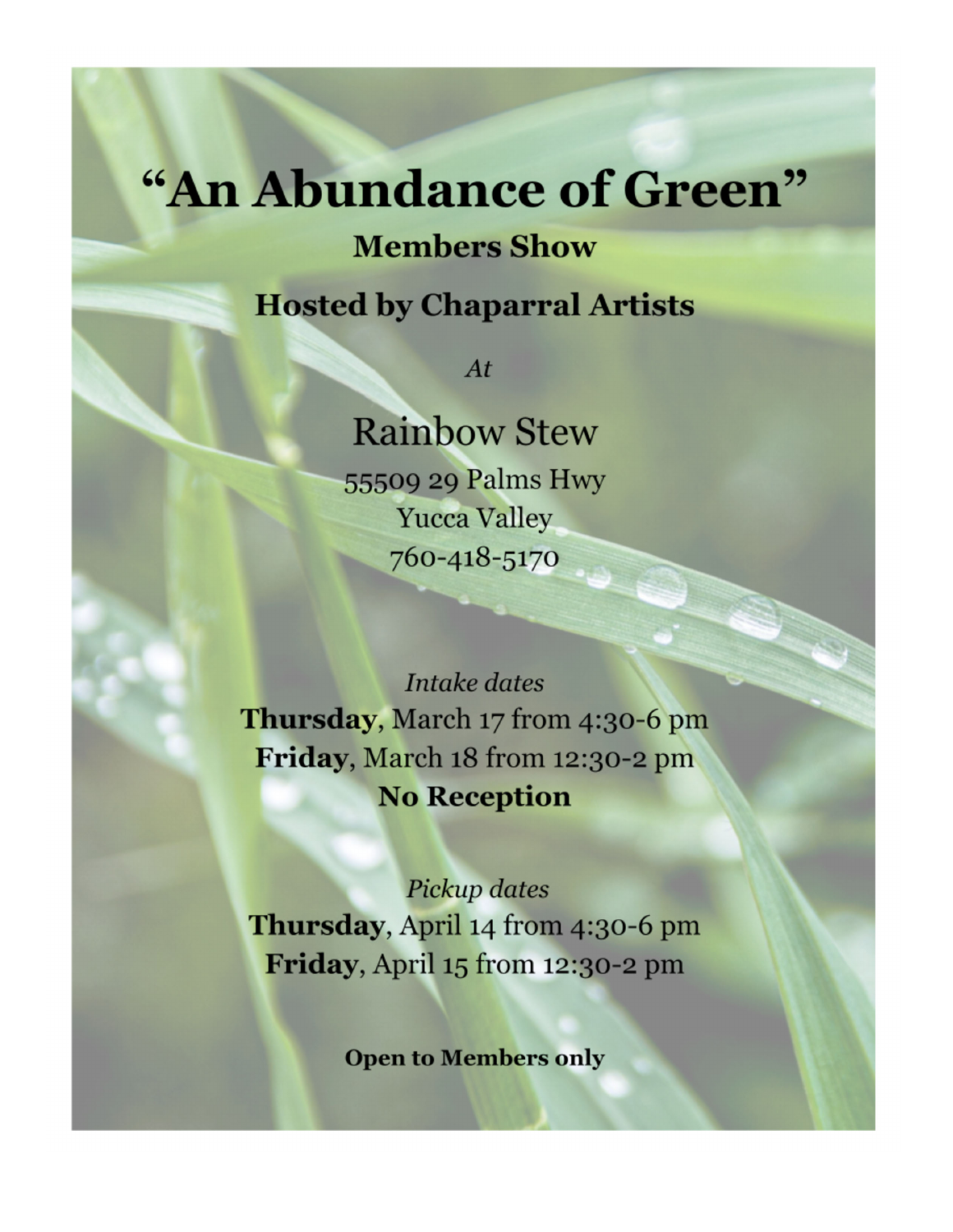# "An Abundance of Green"

**Members Show**

**Hosted by Chaparral Artists**

*At*

## Rainbow Stew

55509 29 Palms Hwy
Yucca Valley
760-418-5170

*Intake dates*

**Thursday**, March 17 from 4:30-6 pm
**Friday**, March 18 from 12:30-2 pm
**No Reception**

*Pickup dates*

**Thursday**, April 14 from 4:30-6 pm
**Friday**, April 15 from 12:30-2 pm

**Open to Members only**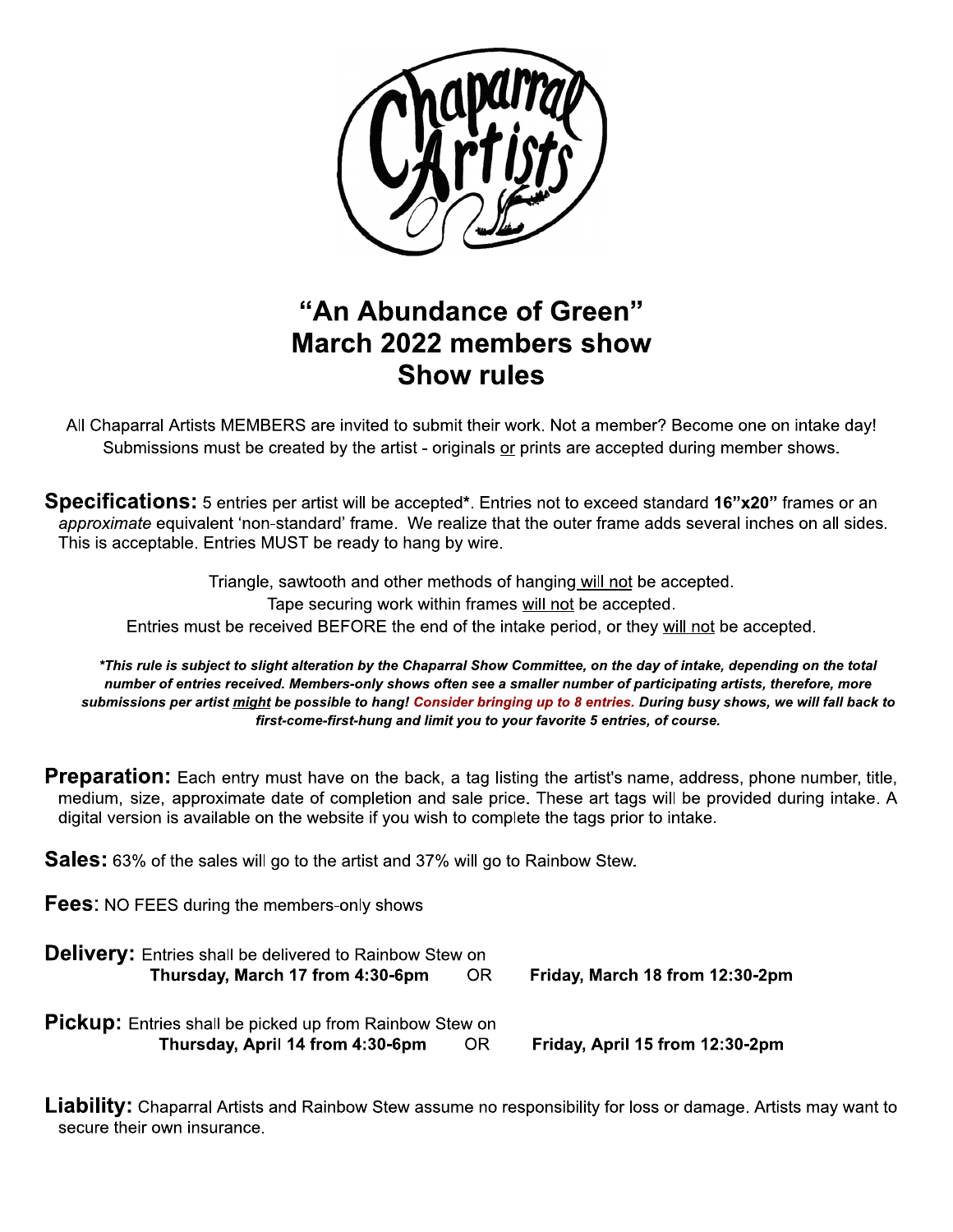# "An Abundance of Green"
# March 2022 members show
# Show rules

All Chaparral Artists MEMBERS are invited to submit their work. Not a member? Become one on intake day! Submissions must be created by the artist - originals or prints are accepted during member shows.

**Specifications:** 5 entries per artist will be accepted*. Entries not to exceed standard **16"x20"** frames or an *approximate* equivalent 'non-standard' frame. We realize that the outer frame adds several inches on all sides. This is acceptable. Entries MUST be ready to hang by wire.

Triangle, sawtooth and other methods of hanging will not be accepted.
Tape securing work within frames will not be accepted.
Entries must be received BEFORE the end of the intake period, or they will not be accepted.

***This rule is subject to slight alteration by the Chaparral Show Committee, on the day of intake, depending on the total number of entries received. Members-only shows often see a smaller number of participating artists, therefore, more submissions per artist might be possible to hang! Consider bringing up to 8 entries. During busy shows, we will fall back to first-come-first-hung and limit you to your favorite 5 entries, of course.***

**Preparation:** Each entry must have on the back, a tag listing the artist's name, address, phone number, title, medium, size, approximate date of completion and sale price. These art tags will be provided during intake. A digital version is available on the website if you wish to complete the tags prior to intake.

**Sales:** 63% of the sales will go to the artist and 37% will go to Rainbow Stew.

**Fees**: NO FEES during the members-only shows

**Delivery:** Entries shall be delivered to Rainbow Stew on
**Thursday, March 17 from 4:30-6pm** OR **Friday, March 18 from 12:30-2pm**

**Pickup:** Entries shall be picked up from Rainbow Stew on
**Thursday, April 14 from 4:30-6pm** OR **Friday, April 15 from 12:30-2pm**

**Liability:** Chaparral Artists and Rainbow Stew assume no responsibility for loss or damage. Artists may want to secure their own insurance.